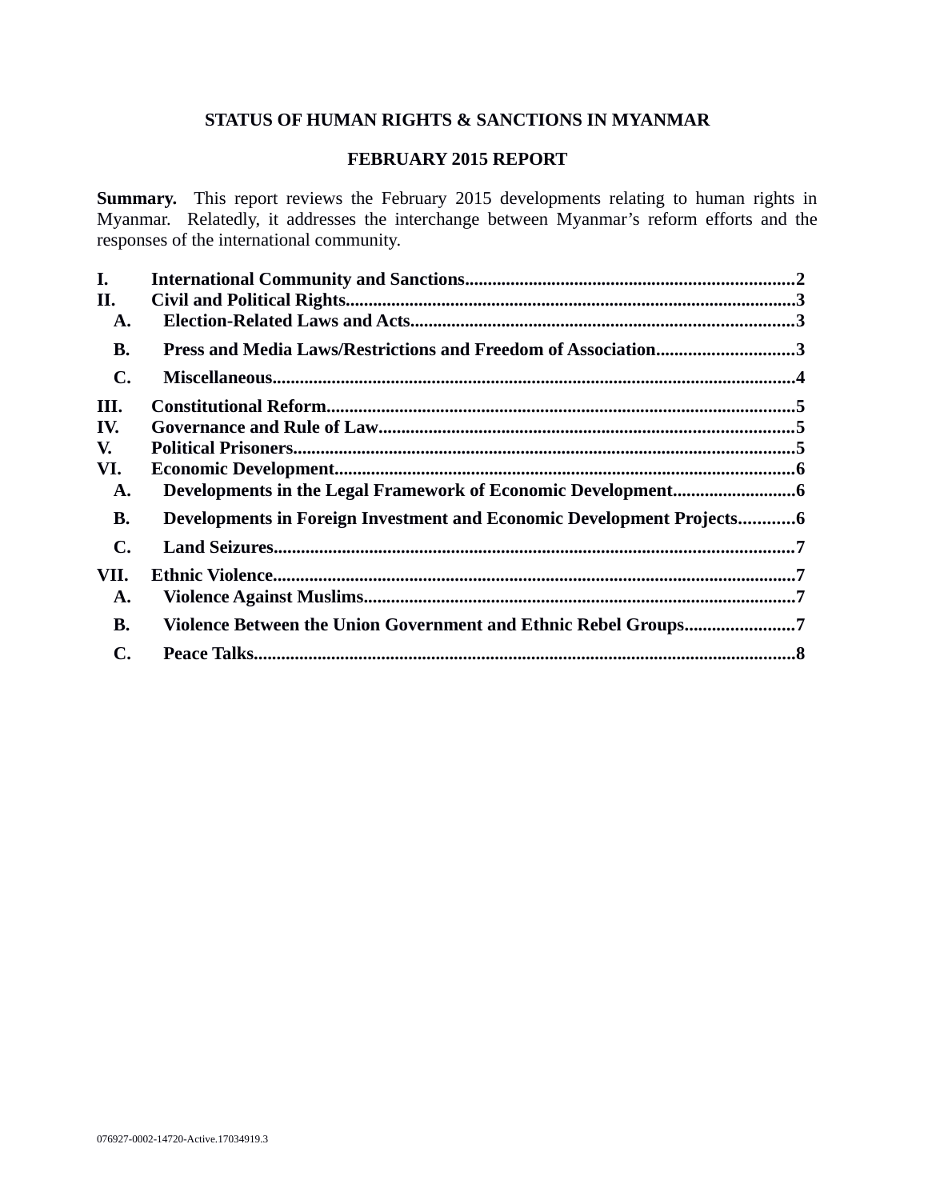# STATUS OF HUMAN RIGHTS & SANCTIONS IN MYANMAR

## FEBRUARY 2015 REPORT

**Summary.** This report reviews the February 2015 developments relating to human rights in Myanmar. Relatedly, it addresses the interchange between Myanmar's reform efforts and the responses of the international community.

**I. International Community and Sanctions....................2**
**II. Civil and Political Rights....................3**
- **A. Election-Related Laws and Acts....................3**
- **B. Press and Media Laws/Restrictions and Freedom of Association....................3**
- **C. Miscellaneous....................4**

**III. Constitutional Reform....................5**
**IV. Governance and Rule of Law....................5**
**V. Political Prisoners....................5**
**VI. Economic Development....................6**
- **A. Developments in the Legal Framework of Economic Development....................6**
- **B. Developments in Foreign Investment and Economic Development Projects....................6**
- **C. Land Seizures....................7**

**VII. Ethnic Violence....................7**
- **A. Violence Against Muslims....................7**
- **B. Violence Between the Union Government and Ethnic Rebel Groups....................7**
- **C. Peace Talks....................8**

076927-0002-14720-Active.17034919.3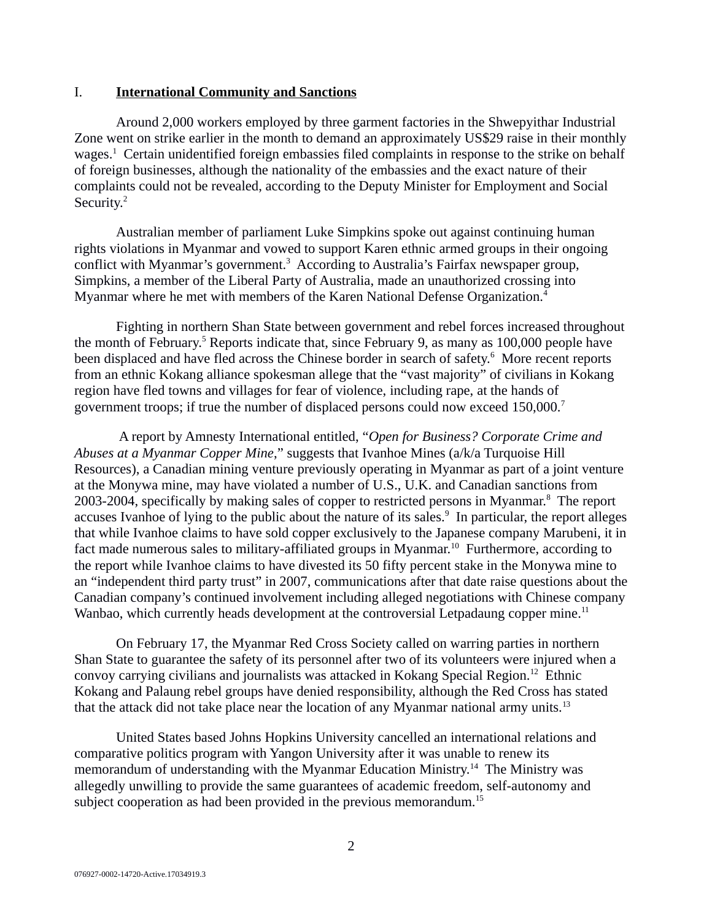## I. **International Community and Sanctions**

Around 2,000 workers employed by three garment factories in the Shwepyithar Industrial Zone went on strike earlier in the month to demand an approximately US$29 raise in their monthly wages.[1] Certain unidentified foreign embassies filed complaints in response to the strike on behalf of foreign businesses, although the nationality of the embassies and the exact nature of their complaints could not be revealed, according to the Deputy Minister for Employment and Social Security.[2]

Australian member of parliament Luke Simpkins spoke out against continuing human rights violations in Myanmar and vowed to support Karen ethnic armed groups in their ongoing conflict with Myanmar's government.[3] According to Australia's Fairfax newspaper group, Simpkins, a member of the Liberal Party of Australia, made an unauthorized crossing into Myanmar where he met with members of the Karen National Defense Organization.[4]

Fighting in northern Shan State between government and rebel forces increased throughout the month of February.[5] Reports indicate that, since February 9, as many as 100,000 people have been displaced and have fled across the Chinese border in search of safety.[6] More recent reports from an ethnic Kokang alliance spokesman allege that the "vast majority" of civilians in Kokang region have fled towns and villages for fear of violence, including rape, at the hands of government troops; if true the number of displaced persons could now exceed 150,000.[7]

A report by Amnesty International entitled, "*Open for Business? Corporate Crime and Abuses at a Myanmar Copper Mine*," suggests that Ivanhoe Mines (a/k/a Turquoise Hill Resources), a Canadian mining venture previously operating in Myanmar as part of a joint venture at the Monywa mine, may have violated a number of U.S., U.K. and Canadian sanctions from 2003-2004, specifically by making sales of copper to restricted persons in Myanmar.[8] The report accuses Ivanhoe of lying to the public about the nature of its sales.[9] In particular, the report alleges that while Ivanhoe claims to have sold copper exclusively to the Japanese company Marubeni, it in fact made numerous sales to military-affiliated groups in Myanmar.[10] Furthermore, according to the report while Ivanhoe claims to have divested its 50 fifty percent stake in the Monywa mine to an "independent third party trust" in 2007, communications after that date raise questions about the Canadian company's continued involvement including alleged negotiations with Chinese company Wanbao, which currently heads development at the controversial Letpadaung copper mine.[11]

On February 17, the Myanmar Red Cross Society called on warring parties in northern Shan State to guarantee the safety of its personnel after two of its volunteers were injured when a convoy carrying civilians and journalists was attacked in Kokang Special Region.[12] Ethnic Kokang and Palaung rebel groups have denied responsibility, although the Red Cross has stated that the attack did not take place near the location of any Myanmar national army units.[13]

United States based Johns Hopkins University cancelled an international relations and comparative politics program with Yangon University after it was unable to renew its memorandum of understanding with the Myanmar Education Ministry.[14] The Ministry was allegedly unwilling to provide the same guarantees of academic freedom, self-autonomy and subject cooperation as had been provided in the previous memorandum.[15]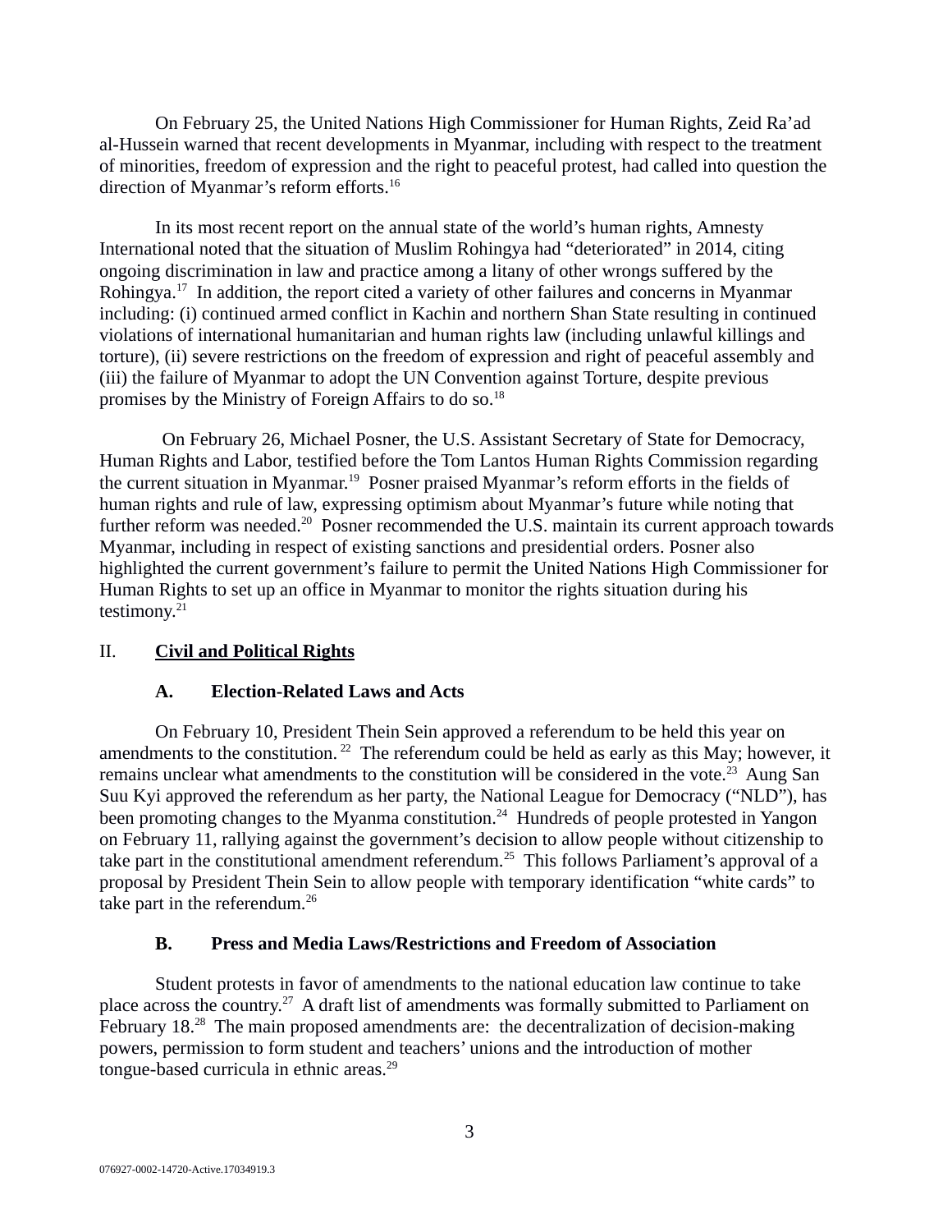On February 25, the United Nations High Commissioner for Human Rights, Zeid Ra'ad al-Hussein warned that recent developments in Myanmar, including with respect to the treatment of minorities, freedom of expression and the right to peaceful protest, had called into question the direction of Myanmar's reform efforts.[16]

In its most recent report on the annual state of the world's human rights, Amnesty International noted that the situation of Muslim Rohingya had "deteriorated" in 2014, citing ongoing discrimination in law and practice among a litany of other wrongs suffered by the Rohingya.[17] In addition, the report cited a variety of other failures and concerns in Myanmar including: (i) continued armed conflict in Kachin and northern Shan State resulting in continued violations of international humanitarian and human rights law (including unlawful killings and torture), (ii) severe restrictions on the freedom of expression and right of peaceful assembly and (iii) the failure of Myanmar to adopt the UN Convention against Torture, despite previous promises by the Ministry of Foreign Affairs to do so.[18]

On February 26, Michael Posner, the U.S. Assistant Secretary of State for Democracy, Human Rights and Labor, testified before the Tom Lantos Human Rights Commission regarding the current situation in Myanmar.[19] Posner praised Myanmar's reform efforts in the fields of human rights and rule of law, expressing optimism about Myanmar's future while noting that further reform was needed.[20] Posner recommended the U.S. maintain its current approach towards Myanmar, including in respect of existing sanctions and presidential orders. Posner also highlighted the current government's failure to permit the United Nations High Commissioner for Human Rights to set up an office in Myanmar to monitor the rights situation during his testimony.[21]

## II. Civil and Political Rights

### A. Election-Related Laws and Acts

On February 10, President Thein Sein approved a referendum to be held this year on amendments to the constitution.[22] The referendum could be held as early as this May; however, it remains unclear what amendments to the constitution will be considered in the vote.[23] Aung San Suu Kyi approved the referendum as her party, the National League for Democracy ("NLD"), has been promoting changes to the Myanma constitution.[24] Hundreds of people protested in Yangon on February 11, rallying against the government's decision to allow people without citizenship to take part in the constitutional amendment referendum.[25] This follows Parliament's approval of a proposal by President Thein Sein to allow people with temporary identification "white cards" to take part in the referendum.[26]

### B. Press and Media Laws/Restrictions and Freedom of Association

Student protests in favor of amendments to the national education law continue to take place across the country.[27] A draft list of amendments was formally submitted to Parliament on February 18.[28] The main proposed amendments are: the decentralization of decision-making powers, permission to form student and teachers' unions and the introduction of mother tongue-based curricula in ethnic areas.[29]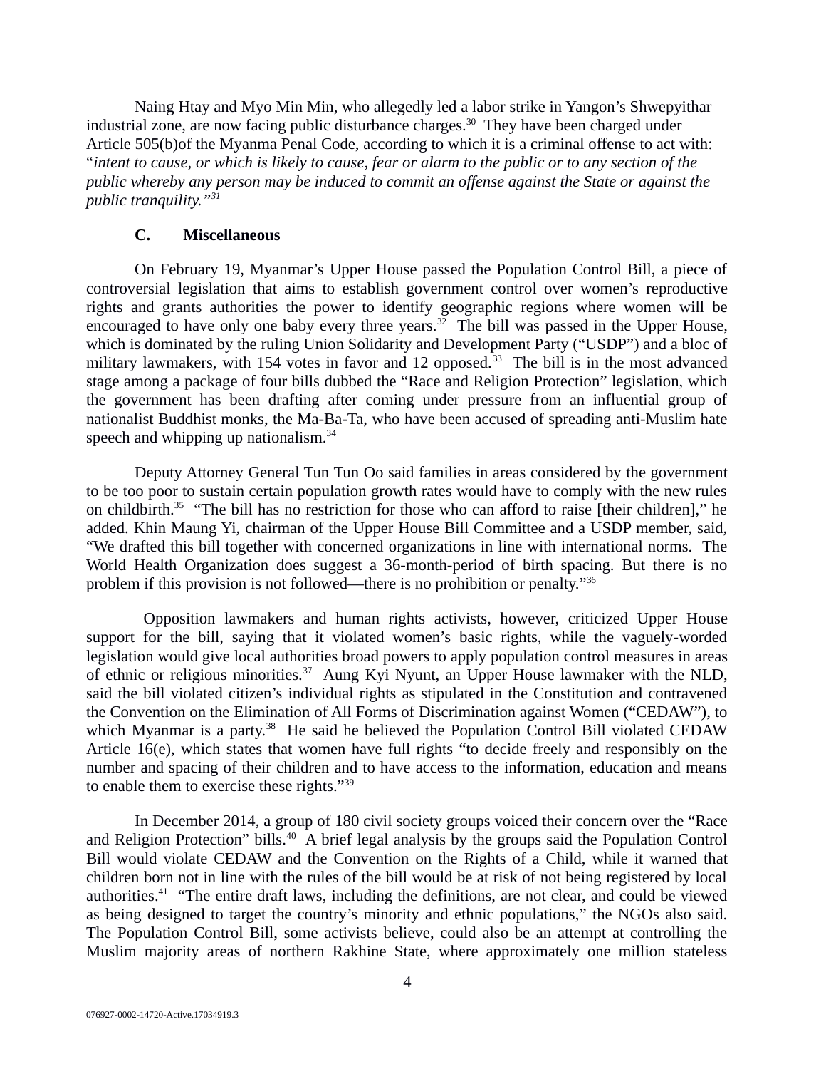Naing Htay and Myo Min Min, who allegedly led a labor strike in Yangon's Shwepyithar industrial zone, are now facing public disturbance charges.[30] They have been charged under Article 505(b)of the Myanma Penal Code, according to which it is a criminal offense to act with: "*intent to cause, or which is likely to cause, fear or alarm to the public or to any section of the public whereby any person may be induced to commit an offense against the State or against the public tranquility.*"[31]

### C. Miscellaneous

On February 19, Myanmar's Upper House passed the Population Control Bill, a piece of controversial legislation that aims to establish government control over women's reproductive rights and grants authorities the power to identify geographic regions where women will be encouraged to have only one baby every three years.[32] The bill was passed in the Upper House, which is dominated by the ruling Union Solidarity and Development Party ("USDP") and a bloc of military lawmakers, with 154 votes in favor and 12 opposed.[33] The bill is in the most advanced stage among a package of four bills dubbed the "Race and Religion Protection" legislation, which the government has been drafting after coming under pressure from an influential group of nationalist Buddhist monks, the Ma-Ba-Ta, who have been accused of spreading anti-Muslim hate speech and whipping up nationalism.[34]

Deputy Attorney General Tun Tun Oo said families in areas considered by the government to be too poor to sustain certain population growth rates would have to comply with the new rules on childbirth.[35] "The bill has no restriction for those who can afford to raise [their children]," he added. Khin Maung Yi, chairman of the Upper House Bill Committee and a USDP member, said, "We drafted this bill together with concerned organizations in line with international norms. The World Health Organization does suggest a 36-month-period of birth spacing. But there is no problem if this provision is not followed—there is no prohibition or penalty."[36]

Opposition lawmakers and human rights activists, however, criticized Upper House support for the bill, saying that it violated women's basic rights, while the vaguely-worded legislation would give local authorities broad powers to apply population control measures in areas of ethnic or religious minorities.[37] Aung Kyi Nyunt, an Upper House lawmaker with the NLD, said the bill violated citizen's individual rights as stipulated in the Constitution and contravened the Convention on the Elimination of All Forms of Discrimination against Women ("CEDAW"), to which Myanmar is a party.[38] He said he believed the Population Control Bill violated CEDAW Article 16(e), which states that women have full rights "to decide freely and responsibly on the number and spacing of their children and to have access to the information, education and means to enable them to exercise these rights."[39]

In December 2014, a group of 180 civil society groups voiced their concern over the "Race and Religion Protection" bills.[40] A brief legal analysis by the groups said the Population Control Bill would violate CEDAW and the Convention on the Rights of a Child, while it warned that children born not in line with the rules of the bill would be at risk of not being registered by local authorities.[41] "The entire draft laws, including the definitions, are not clear, and could be viewed as being designed to target the country's minority and ethnic populations," the NGOs also said. The Population Control Bill, some activists believe, could also be an attempt at controlling the Muslim majority areas of northern Rakhine State, where approximately one million stateless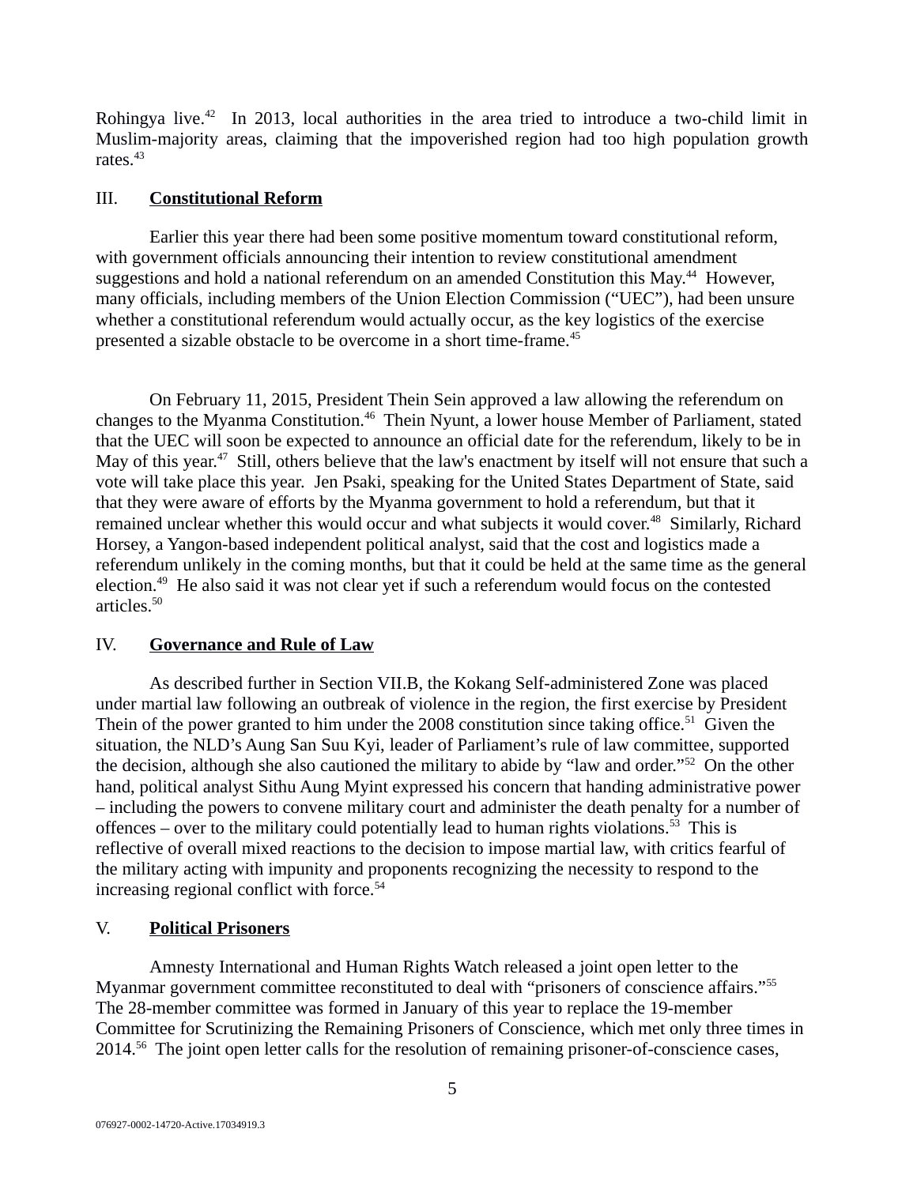Rohingya live.[42] In 2013, local authorities in the area tried to introduce a two-child limit in Muslim-majority areas, claiming that the impoverished region had too high population growth rates.[43]

## III. **Constitutional Reform**

Earlier this year there had been some positive momentum toward constitutional reform, with government officials announcing their intention to review constitutional amendment suggestions and hold a national referendum on an amended Constitution this May.[44] However, many officials, including members of the Union Election Commission ("UEC"), had been unsure whether a constitutional referendum would actually occur, as the key logistics of the exercise presented a sizable obstacle to be overcome in a short time-frame.[45]

On February 11, 2015, President Thein Sein approved a law allowing the referendum on changes to the Myanma Constitution.[46] Thein Nyunt, a lower house Member of Parliament, stated that the UEC will soon be expected to announce an official date for the referendum, likely to be in May of this year.[47] Still, others believe that the law's enactment by itself will not ensure that such a vote will take place this year. Jen Psaki, speaking for the United States Department of State, said that they were aware of efforts by the Myanma government to hold a referendum, but that it remained unclear whether this would occur and what subjects it would cover.[48] Similarly, Richard Horsey, a Yangon-based independent political analyst, said that the cost and logistics made a referendum unlikely in the coming months, but that it could be held at the same time as the general election.[49] He also said it was not clear yet if such a referendum would focus on the contested articles.[50]

## IV. **Governance and Rule of Law**

As described further in Section VII.B, the Kokang Self-administered Zone was placed under martial law following an outbreak of violence in the region, the first exercise by President Thein of the power granted to him under the 2008 constitution since taking office.[51] Given the situation, the NLD's Aung San Suu Kyi, leader of Parliament's rule of law committee, supported the decision, although she also cautioned the military to abide by "law and order."[52] On the other hand, political analyst Sithu Aung Myint expressed his concern that handing administrative power – including the powers to convene military court and administer the death penalty for a number of offences – over to the military could potentially lead to human rights violations.[53] This is reflective of overall mixed reactions to the decision to impose martial law, with critics fearful of the military acting with impunity and proponents recognizing the necessity to respond to the increasing regional conflict with force.[54]

## V. **Political Prisoners**

Amnesty International and Human Rights Watch released a joint open letter to the Myanmar government committee reconstituted to deal with "prisoners of conscience affairs."[55] The 28-member committee was formed in January of this year to replace the 19-member Committee for Scrutinizing the Remaining Prisoners of Conscience, which met only three times in 2014.[56] The joint open letter calls for the resolution of remaining prisoner-of-conscience cases,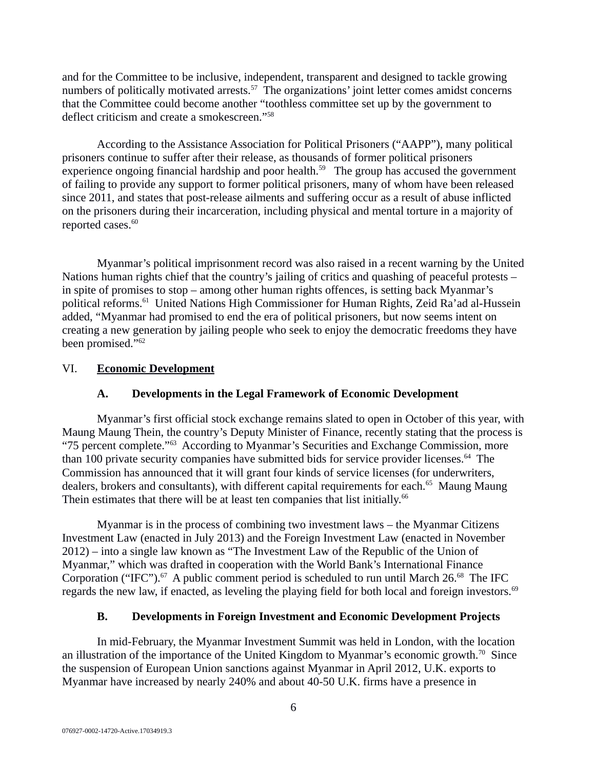and for the Committee to be inclusive, independent, transparent and designed to tackle growing numbers of politically motivated arrests.[57] The organizations' joint letter comes amidst concerns that the Committee could become another "toothless committee set up by the government to deflect criticism and create a smokescreen."[58]

According to the Assistance Association for Political Prisoners ("AAPP"), many political prisoners continue to suffer after their release, as thousands of former political prisoners experience ongoing financial hardship and poor health.[59] The group has accused the government of failing to provide any support to former political prisoners, many of whom have been released since 2011, and states that post-release ailments and suffering occur as a result of abuse inflicted on the prisoners during their incarceration, including physical and mental torture in a majority of reported cases.[60]

Myanmar's political imprisonment record was also raised in a recent warning by the United Nations human rights chief that the country's jailing of critics and quashing of peaceful protests – in spite of promises to stop – among other human rights offences, is setting back Myanmar's political reforms.[61] United Nations High Commissioner for Human Rights, Zeid Ra'ad al-Hussein added, "Myanmar had promised to end the era of political prisoners, but now seems intent on creating a new generation by jailing people who seek to enjoy the democratic freedoms they have been promised."[62]

## VI. **Economic Development**

### A. Developments in the Legal Framework of Economic Development

Myanmar's first official stock exchange remains slated to open in October of this year, with Maung Maung Thein, the country's Deputy Minister of Finance, recently stating that the process is "75 percent complete."[63] According to Myanmar's Securities and Exchange Commission, more than 100 private security companies have submitted bids for service provider licenses.[64] The Commission has announced that it will grant four kinds of service licenses (for underwriters, dealers, brokers and consultants), with different capital requirements for each.[65] Maung Maung Thein estimates that there will be at least ten companies that list initially.[66]

Myanmar is in the process of combining two investment laws – the Myanmar Citizens Investment Law (enacted in July 2013) and the Foreign Investment Law (enacted in November 2012) – into a single law known as "The Investment Law of the Republic of the Union of Myanmar," which was drafted in cooperation with the World Bank's International Finance Corporation ("IFC").[67] A public comment period is scheduled to run until March 26.[68] The IFC regards the new law, if enacted, as leveling the playing field for both local and foreign investors.[69]

### B. Developments in Foreign Investment and Economic Development Projects

In mid-February, the Myanmar Investment Summit was held in London, with the location an illustration of the importance of the United Kingdom to Myanmar's economic growth.[70] Since the suspension of European Union sanctions against Myanmar in April 2012, U.K. exports to Myanmar have increased by nearly 240% and about 40-50 U.K. firms have a presence in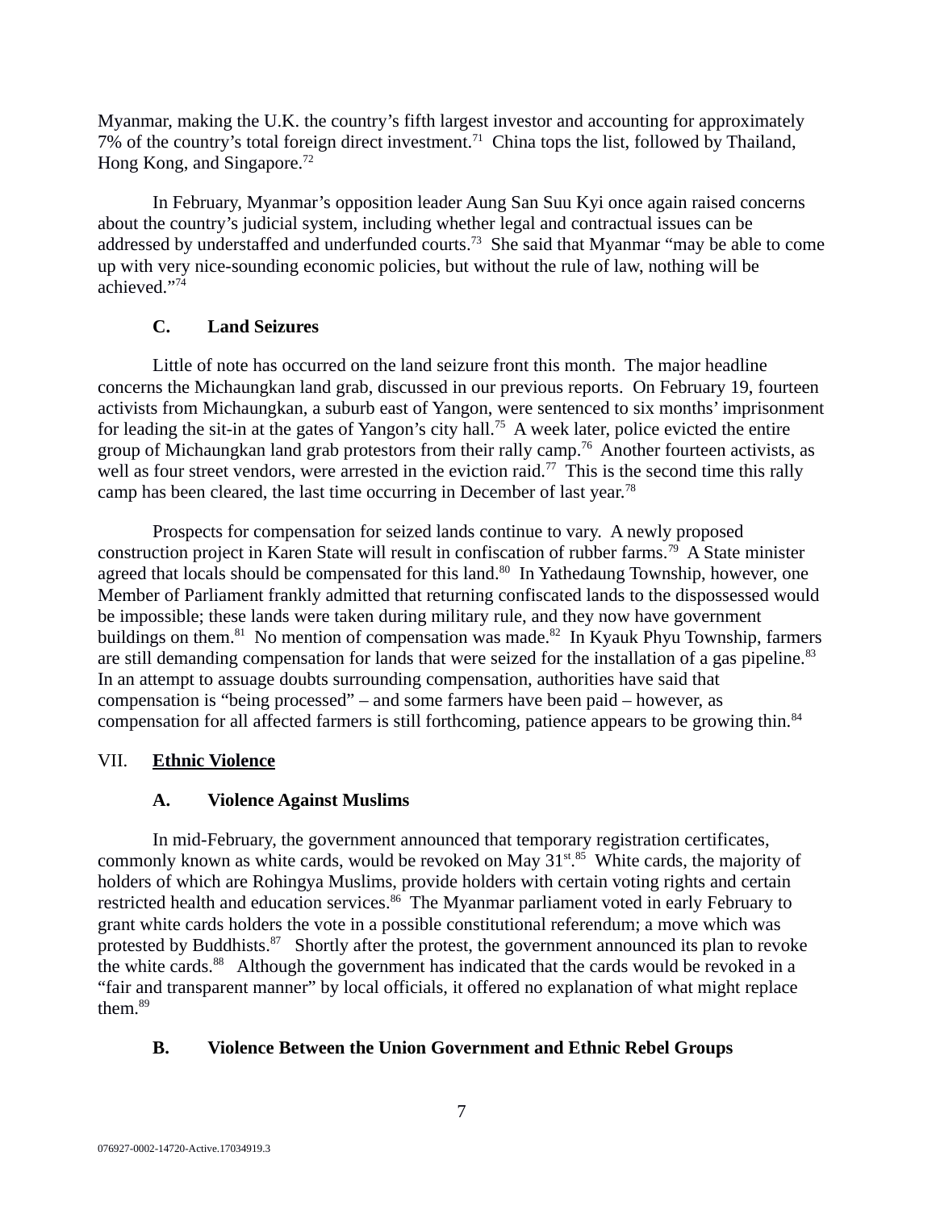Myanmar, making the U.K. the country's fifth largest investor and accounting for approximately 7% of the country's total foreign direct investment.[71] China tops the list, followed by Thailand, Hong Kong, and Singapore.[72]

In February, Myanmar's opposition leader Aung San Suu Kyi once again raised concerns about the country's judicial system, including whether legal and contractual issues can be addressed by understaffed and underfunded courts.[73] She said that Myanmar "may be able to come up with very nice-sounding economic policies, but without the rule of law, nothing will be achieved."[74]

### C. Land Seizures

Little of note has occurred on the land seizure front this month. The major headline concerns the Michaungkan land grab, discussed in our previous reports. On February 19, fourteen activists from Michaungkan, a suburb east of Yangon, were sentenced to six months' imprisonment for leading the sit-in at the gates of Yangon's city hall.[75] A week later, police evicted the entire group of Michaungkan land grab protestors from their rally camp.[76] Another fourteen activists, as well as four street vendors, were arrested in the eviction raid.[77] This is the second time this rally camp has been cleared, the last time occurring in December of last year.[78]

Prospects for compensation for seized lands continue to vary. A newly proposed construction project in Karen State will result in confiscation of rubber farms.[79] A State minister agreed that locals should be compensated for this land.[80] In Yathedaung Township, however, one Member of Parliament frankly admitted that returning confiscated lands to the dispossessed would be impossible; these lands were taken during military rule, and they now have government buildings on them.[81] No mention of compensation was made.[82] In Kyauk Phyu Township, farmers are still demanding compensation for lands that were seized for the installation of a gas pipeline.[83] In an attempt to assuage doubts surrounding compensation, authorities have said that compensation is "being processed" – and some farmers have been paid – however, as compensation for all affected farmers is still forthcoming, patience appears to be growing thin.[84]

## VII. Ethnic Violence

### A. Violence Against Muslims

In mid-February, the government announced that temporary registration certificates, commonly known as white cards, would be revoked on May 31st.[85] White cards, the majority of holders of which are Rohingya Muslims, provide holders with certain voting rights and certain restricted health and education services.[86] The Myanmar parliament voted in early February to grant white cards holders the vote in a possible constitutional referendum; a move which was protested by Buddhists.[87] Shortly after the protest, the government announced its plan to revoke the white cards.[88] Although the government has indicated that the cards would be revoked in a "fair and transparent manner" by local officials, it offered no explanation of what might replace them.[89]

### B. Violence Between the Union Government and Ethnic Rebel Groups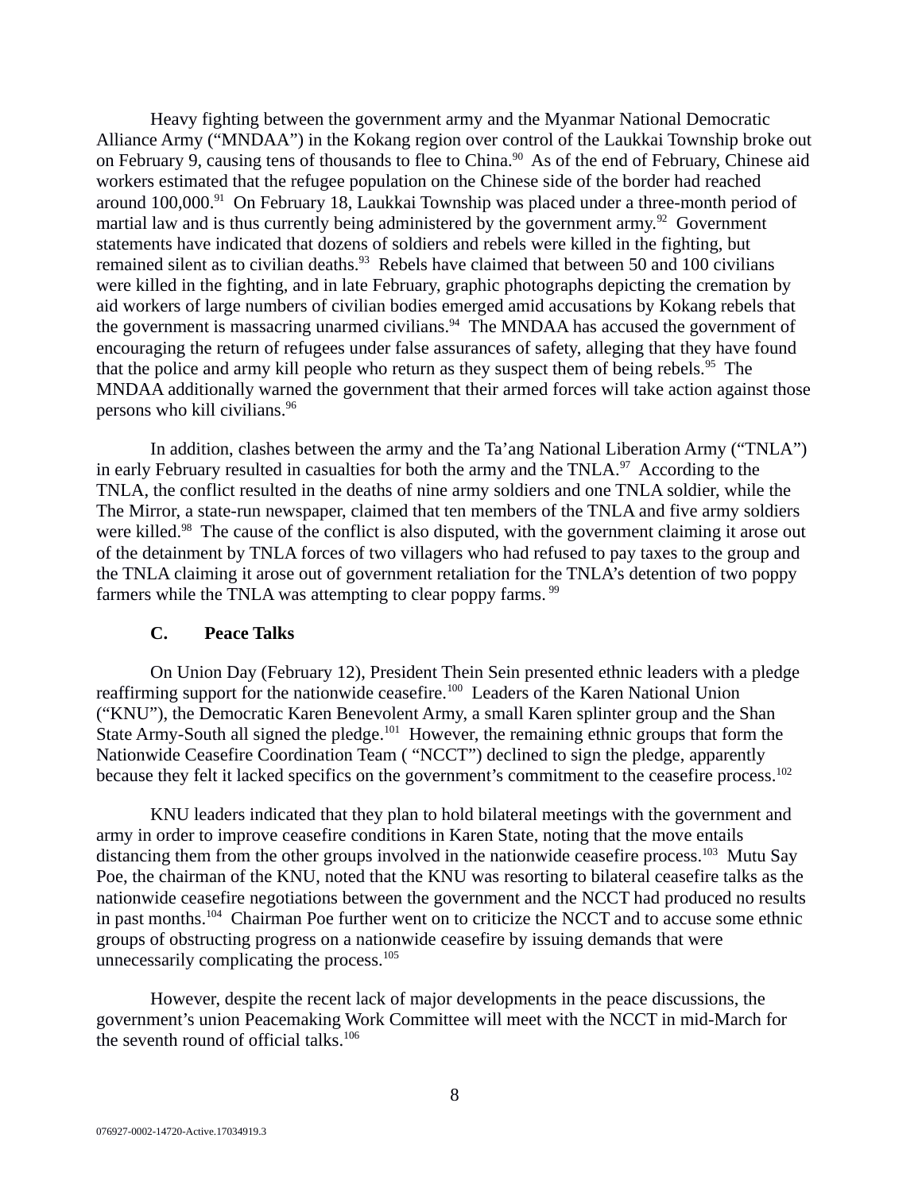Heavy fighting between the government army and the Myanmar National Democratic Alliance Army ("MNDAA") in the Kokang region over control of the Laukkai Township broke out on February 9, causing tens of thousands to flee to China.[90] As of the end of February, Chinese aid workers estimated that the refugee population on the Chinese side of the border had reached around 100,000.[91] On February 18, Laukkai Township was placed under a three-month period of martial law and is thus currently being administered by the government army.[92] Government statements have indicated that dozens of soldiers and rebels were killed in the fighting, but remained silent as to civilian deaths.[93] Rebels have claimed that between 50 and 100 civilians were killed in the fighting, and in late February, graphic photographs depicting the cremation by aid workers of large numbers of civilian bodies emerged amid accusations by Kokang rebels that the government is massacring unarmed civilians.[94] The MNDAA has accused the government of encouraging the return of refugees under false assurances of safety, alleging that they have found that the police and army kill people who return as they suspect them of being rebels.[95] The MNDAA additionally warned the government that their armed forces will take action against those persons who kill civilians.[96]

In addition, clashes between the army and the Ta'ang National Liberation Army ("TNLA") in early February resulted in casualties for both the army and the TNLA.[97] According to the TNLA, the conflict resulted in the deaths of nine army soldiers and one TNLA soldier, while the The Mirror, a state-run newspaper, claimed that ten members of the TNLA and five army soldiers were killed.[98] The cause of the conflict is also disputed, with the government claiming it arose out of the detainment by TNLA forces of two villagers who had refused to pay taxes to the group and the TNLA claiming it arose out of government retaliation for the TNLA's detention of two poppy farmers while the TNLA was attempting to clear poppy farms.[99]

### C. Peace Talks

On Union Day (February 12), President Thein Sein presented ethnic leaders with a pledge reaffirming support for the nationwide ceasefire.[100] Leaders of the Karen National Union ("KNU"), the Democratic Karen Benevolent Army, a small Karen splinter group and the Shan State Army-South all signed the pledge.[101] However, the remaining ethnic groups that form the Nationwide Ceasefire Coordination Team ( "NCCT") declined to sign the pledge, apparently because they felt it lacked specifics on the government's commitment to the ceasefire process.[102]

KNU leaders indicated that they plan to hold bilateral meetings with the government and army in order to improve ceasefire conditions in Karen State, noting that the move entails distancing them from the other groups involved in the nationwide ceasefire process.[103] Mutu Say Poe, the chairman of the KNU, noted that the KNU was resorting to bilateral ceasefire talks as the nationwide ceasefire negotiations between the government and the NCCT had produced no results in past months.[104] Chairman Poe further went on to criticize the NCCT and to accuse some ethnic groups of obstructing progress on a nationwide ceasefire by issuing demands that were unnecessarily complicating the process.[105]

However, despite the recent lack of major developments in the peace discussions, the government's union Peacemaking Work Committee will meet with the NCCT in mid-March for the seventh round of official talks.[106]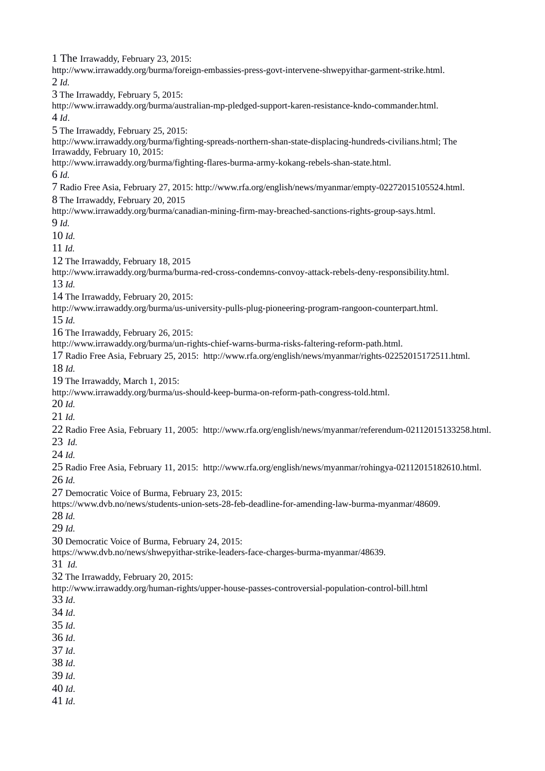1 The Irrawaddy, February 23, 2015: http://www.irrawaddy.org/burma/foreign-embassies-press-govt-intervene-shwepyithar-garment-strike.html.

2 *Id.*

3 The Irrawaddy, February 5, 2015: http://www.irrawaddy.org/burma/australian-mp-pledged-support-karen-resistance-kndo-commander.html.

4 *Id*.

5 The Irrawaddy, February 25, 2015: http://www.irrawaddy.org/burma/fighting-spreads-northern-shan-state-displacing-hundreds-civilians.html; The Irrawaddy, February 10, 2015: http://www.irrawaddy.org/burma/fighting-flares-burma-army-kokang-rebels-shan-state.html.

6 *Id.*

7 Radio Free Asia, February 27, 2015: http://www.rfa.org/english/news/myanmar/empty-02272015105524.html.

8 The Irrawaddy, February 20, 2015 http://www.irrawaddy.org/burma/canadian-mining-firm-may-breached-sanctions-rights-group-says.html.

9 *Id.*

10 *Id.*

11 *Id.*

12 The Irrawaddy, February 18, 2015 http://www.irrawaddy.org/burma/burma-red-cross-condemns-convoy-attack-rebels-deny-responsibility.html.

13 *Id.*

14 The Irrawaddy, February 20, 2015: http://www.irrawaddy.org/burma/us-university-pulls-plug-pioneering-program-rangoon-counterpart.html.

15 *Id.*

16 The Irrawaddy, February 26, 2015: http://www.irrawaddy.org/burma/un-rights-chief-warns-burma-risks-faltering-reform-path.html.

17 Radio Free Asia, February 25, 2015: http://www.rfa.org/english/news/myanmar/rights-02252015172511.html.

18 *Id.*

19 The Irrawaddy, March 1, 2015: http://www.irrawaddy.org/burma/us-should-keep-burma-on-reform-path-congress-told.html.

20 *Id.*

21 *Id.*

22 Radio Free Asia, February 11, 2005: http://www.rfa.org/english/news/myanmar/referendum-02112015133258.html.

23 *Id.*

24 *Id.*

25 Radio Free Asia, February 11, 2015: http://www.rfa.org/english/news/myanmar/rohingya-02112015182610.html.

26 *Id.*

27 Democratic Voice of Burma, February 23, 2015: https://www.dvb.no/news/students-union-sets-28-feb-deadline-for-amending-law-burma-myanmar/48609.

28 *Id.*

29 *Id.*

30 Democratic Voice of Burma, February 24, 2015: https://www.dvb.no/news/shwepyithar-strike-leaders-face-charges-burma-myanmar/48639.

31 *Id.*

32 The Irrawaddy, February 20, 2015: http://www.irrawaddy.org/human-rights/upper-house-passes-controversial-population-control-bill.html

33 *Id*.

34 *Id*.

35 *Id*.

36 *Id*.

37 *Id*.

38 *Id*.

39 *Id*.

40 *Id*.

41 *Id*.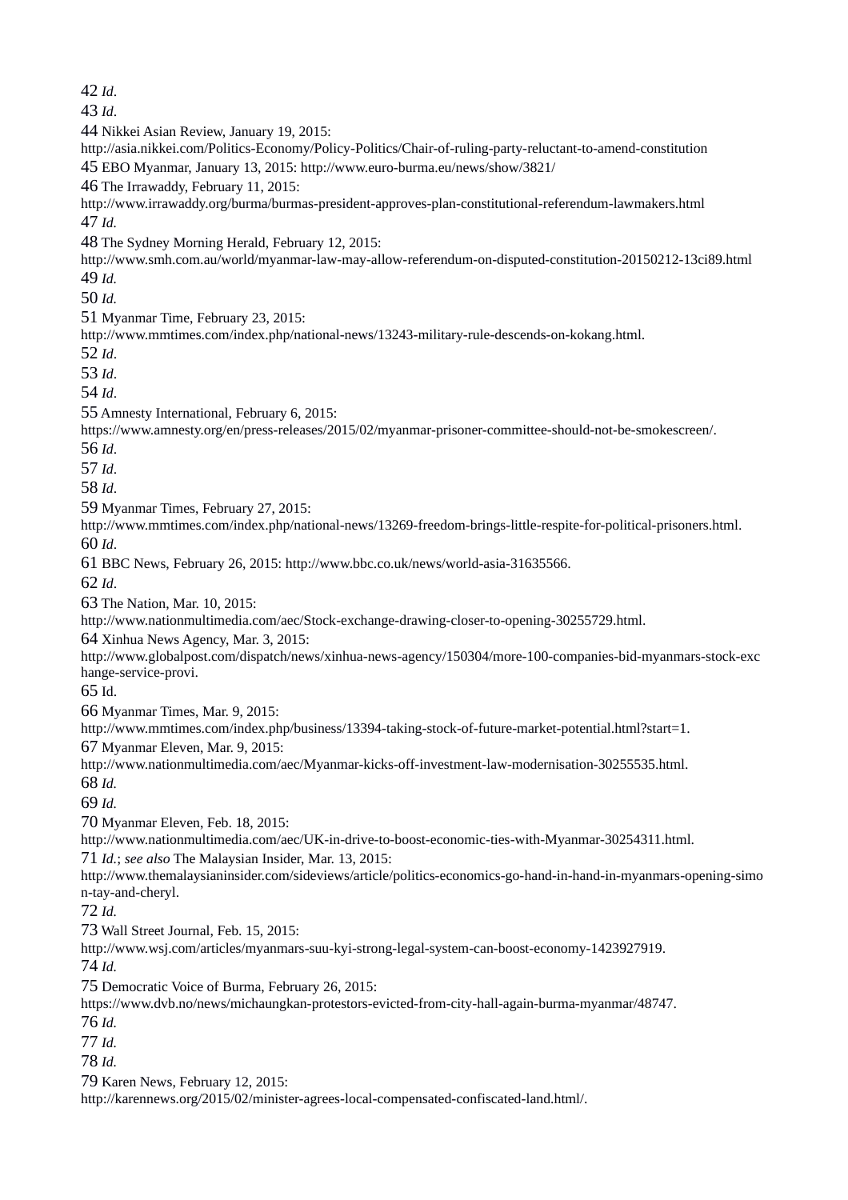42 *Id*.

43 *Id*.

44 Nikkei Asian Review, January 19, 2015: http://asia.nikkei.com/Politics-Economy/Policy-Politics/Chair-of-ruling-party-reluctant-to-amend-constitution

45 EBO Myanmar, January 13, 2015: http://www.euro-burma.eu/news/show/3821/

46 The Irrawaddy, February 11, 2015: http://www.irrawaddy.org/burma/burmas-president-approves-plan-constitutional-referendum-lawmakers.html

47 *Id.*

48 The Sydney Morning Herald, February 12, 2015: http://www.smh.com.au/world/myanmar-law-may-allow-referendum-on-disputed-constitution-20150212-13ci89.html

49 *Id.*

50 *Id.*

51 Myanmar Time, February 23, 2015: http://www.mmtimes.com/index.php/national-news/13243-military-rule-descends-on-kokang.html.

52 *Id*.

53 *Id*.

54 *Id*.

55 Amnesty International, February 6, 2015: https://www.amnesty.org/en/press-releases/2015/02/myanmar-prisoner-committee-should-not-be-smokescreen/.

56 *Id*.

57 *Id*.

58 *Id*.

59 Myanmar Times, February 27, 2015: http://www.mmtimes.com/index.php/national-news/13269-freedom-brings-little-respite-for-political-prisoners.html.

60 *Id*.

61 BBC News, February 26, 2015: http://www.bbc.co.uk/news/world-asia-31635566.

62 *Id*.

63 The Nation, Mar. 10, 2015: http://www.nationmultimedia.com/aec/Stock-exchange-drawing-closer-to-opening-30255729.html.

64 Xinhua News Agency, Mar. 3, 2015: http://www.globalpost.com/dispatch/news/xinhua-news-agency/150304/more-100-companies-bid-myanmars-stock-exchange-service-provi.

65 Id.

66 Myanmar Times, Mar. 9, 2015: http://www.mmtimes.com/index.php/business/13394-taking-stock-of-future-market-potential.html?start=1.

67 Myanmar Eleven, Mar. 9, 2015: http://www.nationmultimedia.com/aec/Myanmar-kicks-off-investment-law-modernisation-30255535.html.

68 *Id.*

69 *Id.*

70 Myanmar Eleven, Feb. 18, 2015: http://www.nationmultimedia.com/aec/UK-in-drive-to-boost-economic-ties-with-Myanmar-30254311.html.

71 *Id.*; *see also* The Malaysian Insider, Mar. 13, 2015: http://www.themalaysianinsider.com/sideviews/article/politics-economics-go-hand-in-hand-in-myanmars-opening-simon-tay-and-cheryl.

72 *Id.*

73 Wall Street Journal, Feb. 15, 2015: http://www.wsj.com/articles/myanmars-suu-kyi-strong-legal-system-can-boost-economy-1423927919.

74 *Id.*

75 Democratic Voice of Burma, February 26, 2015: https://www.dvb.no/news/michaungkan-protestors-evicted-from-city-hall-again-burma-myanmar/48747.

76 *Id.*

77 *Id.*

78 *Id.*

79 Karen News, February 12, 2015: http://karennews.org/2015/02/minister-agrees-local-compensated-confiscated-land.html/.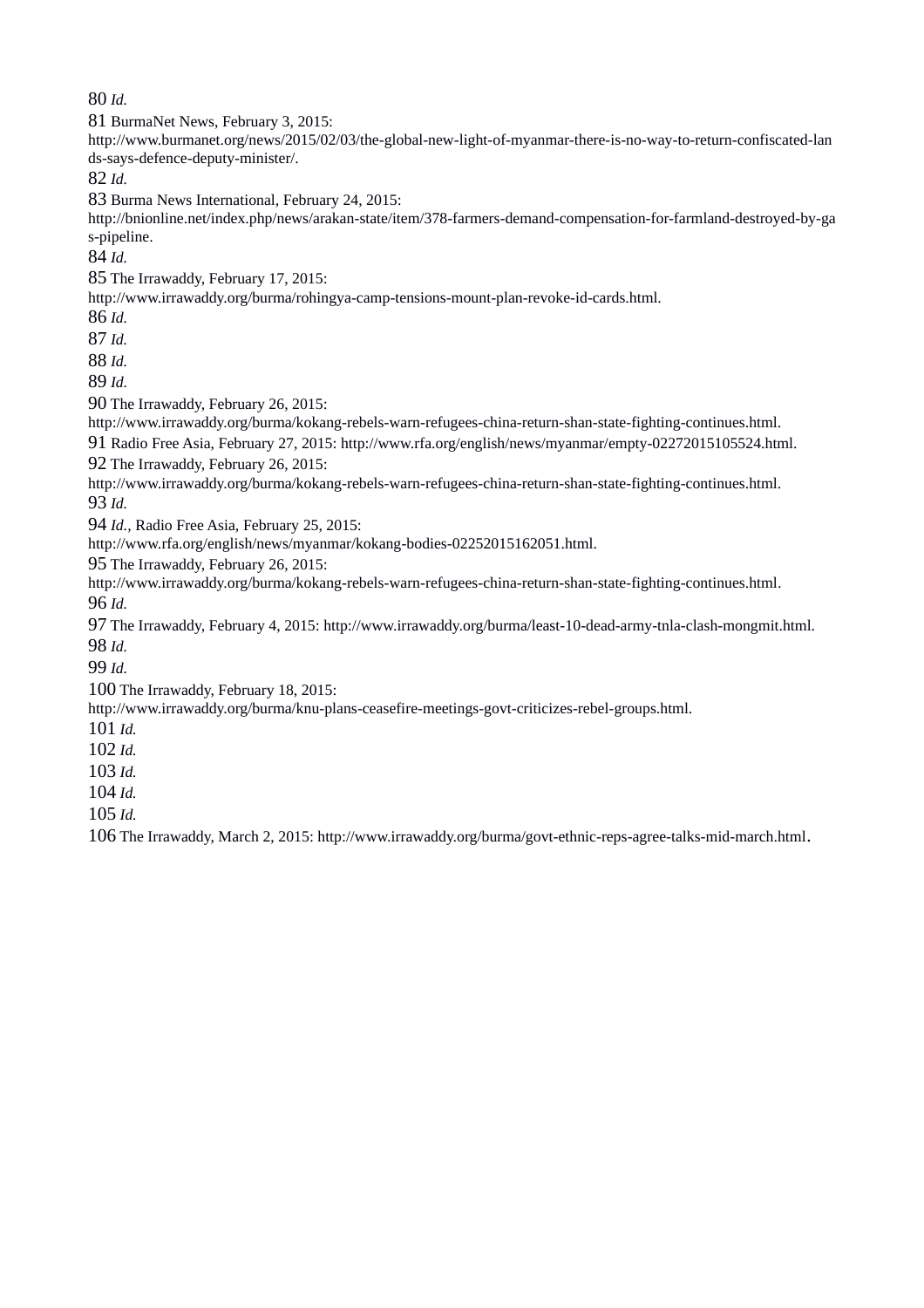80 *Id.*

81 BurmaNet News, February 3, 2015: http://www.burmanet.org/news/2015/02/03/the-global-new-light-of-myanmar-there-is-no-way-to-return-confiscated-lands-says-defence-deputy-minister/.

82 *Id.*

83 Burma News International, February 24, 2015: http://bnionline.net/index.php/news/arakan-state/item/378-farmers-demand-compensation-for-farmland-destroyed-by-gas-pipeline.

84 *Id.*

85 The Irrawaddy, February 17, 2015: http://www.irrawaddy.org/burma/rohingya-camp-tensions-mount-plan-revoke-id-cards.html.

86 *Id.*

87 *Id.*

88 *Id.*

89 *Id.*

90 The Irrawaddy, February 26, 2015: http://www.irrawaddy.org/burma/kokang-rebels-warn-refugees-china-return-shan-state-fighting-continues.html.

91 Radio Free Asia, February 27, 2015: http://www.rfa.org/english/news/myanmar/empty-02272015105524.html.

92 The Irrawaddy, February 26, 2015: http://www.irrawaddy.org/burma/kokang-rebels-warn-refugees-china-return-shan-state-fighting-continues.html.

93 *Id.*

94 *Id.*, Radio Free Asia, February 25, 2015: http://www.rfa.org/english/news/myanmar/kokang-bodies-02252015162051.html.

95 The Irrawaddy, February 26, 2015: http://www.irrawaddy.org/burma/kokang-rebels-warn-refugees-china-return-shan-state-fighting-continues.html.

96 *Id.*

97 The Irrawaddy, February 4, 2015: http://www.irrawaddy.org/burma/least-10-dead-army-tnla-clash-mongmit.html.

98 *Id.*

99 *Id.*

100 The Irrawaddy, February 18, 2015: http://www.irrawaddy.org/burma/knu-plans-ceasefire-meetings-govt-criticizes-rebel-groups.html.

101 *Id.*

102 *Id.*

103 *Id.*

104 *Id.*

105 *Id.*

106 The Irrawaddy, March 2, 2015: http://www.irrawaddy.org/burma/govt-ethnic-reps-agree-talks-mid-march.html.